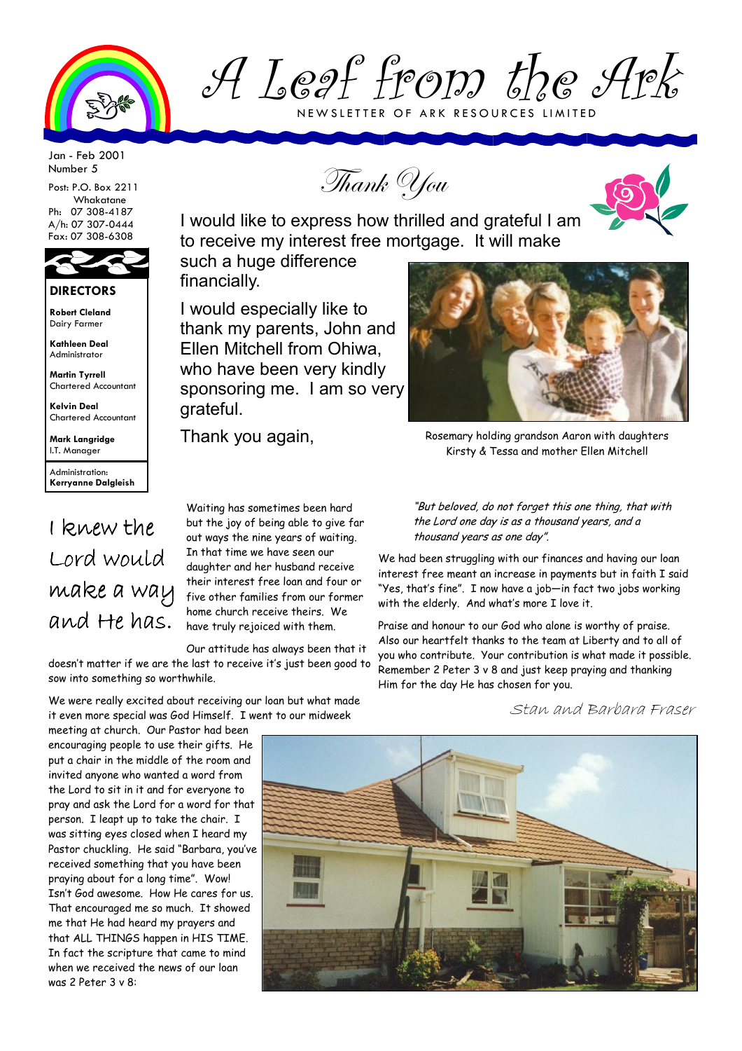# A Leaf from the Ark

NEWSLETTER OF ARK RESOURCES LIMITED

Jan - Feb 2001
Number 5

Post: P.O. Box 2211
Whakatane
Ph: 07 308-4187
A/h: 07 307-0444
Fax: 07 308-6308

**DIRECTORS**

**Robert Cleland**
Dairy Farmer

**Kathleen Deal**
Administrator

**Martin Tyrrell**
Chartered Accountant

**Kelvin Deal**
Chartered Accountant

**Mark Langridge**
I.T. Manager

Administration:
**Kerryanne Dalgleish**

## Thank You

I would like to express how thrilled and grateful I am to receive my interest free mortgage. It will make such a huge difference financially.

I would especially like to thank my parents, John and Ellen Mitchell from Ohiwa, who have been very kindly sponsoring me. I am so very grateful.

Thank you again,

Rosemary holding grandson Aaron with daughters Kirsty & Tessa and mother Ellen Mitchell

## I knew the Lord would make a way and He has.

Waiting has sometimes been hard but the joy of being able to give far out ways the nine years of waiting. In that time we have seen our daughter and her husband receive their interest free loan and four or five other families from our former home church receive theirs. We have truly rejoiced with them.

Our attitude has always been that it doesn't matter if we are the last to receive it's just been good to sow into something so worthwhile.

We were really excited about receiving our loan but what made it even more special was God Himself. I went to our midweek meeting at church. Our Pastor had been encouraging people to use their gifts. He put a chair in the middle of the room and invited anyone who wanted a word from the Lord to sit in it and for everyone to pray and ask the Lord for a word for that person. I leapt up to take the chair. I was sitting eyes closed when I heard my Pastor chuckling. He said "Barbara, you've received something that you have been praying about for a long time". Wow! Isn't God awesome. How He cares for us. That encouraged me so much. It showed me that He had heard my prayers and that ALL THINGS happen in HIS TIME. In fact the scripture that came to mind when we received the news of our loan was 2 Peter 3 v 8:

*"But beloved, do not forget this one thing, that with the Lord one day is as a thousand years, and a thousand years as one day".*

We had been struggling with our finances and having our loan interest free meant an increase in payments but in faith I said "Yes, that's fine". I now have a job—in fact two jobs working with the elderly. And what's more I love it.

Praise and honour to our God who alone is worthy of praise. Also our heartfelt thanks to the team at Liberty and to all of you who contribute. Your contribution is what made it possible. Remember 2 Peter 3 v 8 and just keep praying and thanking Him for the day He has chosen for you.

*Stan and Barbara Fraser*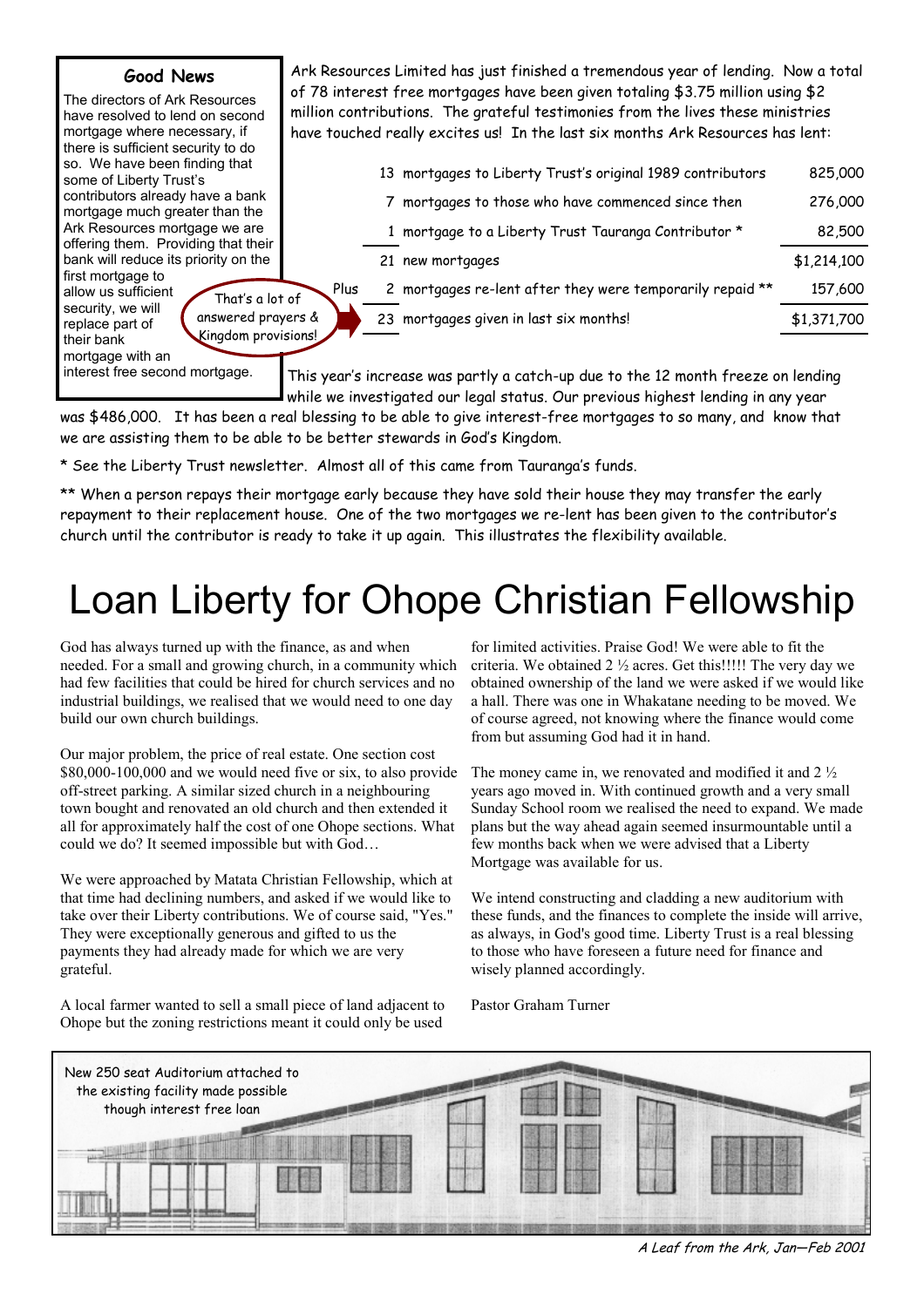## Good News

The directors of Ark Resources have resolved to lend on second mortgage where necessary, if there is sufficient security to do so. We have been finding that some of Liberty Trust's contributors already have a bank mortgage much greater than the Ark Resources mortgage we are offering them. Providing that their bank will reduce its priority on the first mortgage to allow us sufficient security, we will replace part of their bank mortgage with an interest free second mortgage.

Ark Resources Limited has just finished a tremendous year of lending. Now a total of 78 interest free mortgages have been given totaling $3.75 million using $2 million contributions. The grateful testimonies from the lives these ministries have touched really excites us! In the last six months Ark Resources has lent:

| | | |
|---|---|---|
| | 13 mortgages to Liberty Trust's original 1989 contributors | 825,000 |
| | 7 mortgages to those who have commenced since then | 276,000 |
| | 1 mortgage to a Liberty Trust Tauranga Contributor * | 82,500 |
| | 21 new mortgages | $1,214,100 |
| Plus | 2 mortgages re-lent after they were temporarily repaid ** | 157,600 |
| | 23 mortgages given in last six months! | $1,371,700 |

That's a lot of answered prayers & Kingdom provisions!

This year's increase was partly a catch-up due to the 12 month freeze on lending while we investigated our legal status. Our previous highest lending in any year was $486,000. It has been a real blessing to be able to give interest-free mortgages to so many, and know that we are assisting them to be able to be better stewards in God's Kingdom.

* See the Liberty Trust newsletter. Almost all of this came from Tauranga's funds.

** When a person repays their mortgage early because they have sold their house they may transfer the early repayment to their replacement house. One of the two mortgages we re-lent has been given to the contributor's church until the contributor is ready to take it up again. This illustrates the flexibility available.

# Loan Liberty for Ohope Christian Fellowship

God has always turned up with the finance, as and when needed. For a small and growing church, in a community which had few facilities that could be hired for church services and no industrial buildings, we realised that we would need to one day build our own church buildings.

Our major problem, the price of real estate. One section cost $80,000-100,000 and we would need five or six, to also provide off-street parking. A similar sized church in a neighbouring town bought and renovated an old church and then extended it all for approximately half the cost of one Ohope sections. What could we do? It seemed impossible but with God…

We were approached by Matata Christian Fellowship, which at that time had declining numbers, and asked if we would like to take over their Liberty contributions. We of course said, "Yes." They were exceptionally generous and gifted to us the payments they had already made for which we are very grateful.

A local farmer wanted to sell a small piece of land adjacent to Ohope but the zoning restrictions meant it could only be used for limited activities. Praise God! We were able to fit the criteria. We obtained 2 ½ acres. Get this!!!!! The very day we obtained ownership of the land we were asked if we would like a hall. There was one in Whakatane needing to be moved. We of course agreed, not knowing where the finance would come from but assuming God had it in hand.

The money came in, we renovated and modified it and 2 ½ years ago moved in. With continued growth and a very small Sunday School room we realised the need to expand. We made plans but the way ahead again seemed insurmountable until a few months back when we were advised that a Liberty Mortgage was available for us.

We intend constructing and cladding a new auditorium with these funds, and the finances to complete the inside will arrive, as always, in God's good time. Liberty Trust is a real blessing to those who have foreseen a future need for finance and wisely planned accordingly.

Pastor Graham Turner

New 250 seat Auditorium attached to the existing facility made possible though interest free loan